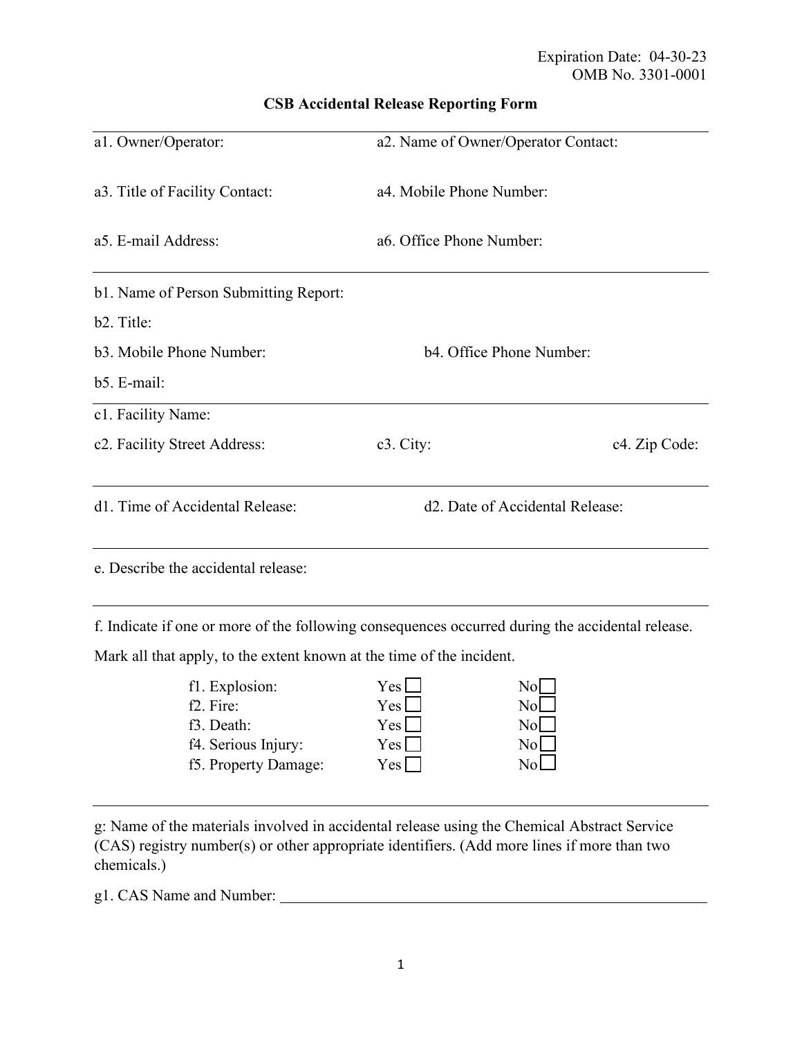Expiration Date: 04-30-23
OMB No. 3301-0001

# CSB Accidental Release Reporting Form

a1. Owner/Operator:

a2. Name of Owner/Operator Contact:

a3. Title of Facility Contact:

a4. Mobile Phone Number:

a5. E-mail Address:

a6. Office Phone Number:

---

b1. Name of Person Submitting Report:

b2. Title:

b3. Mobile Phone Number:

b4. Office Phone Number:

b5. E-mail:

---

c1. Facility Name:

c2. Facility Street Address:

c3. City:

c4. Zip Code:

---

d1. Time of Accidental Release:

d2. Date of Accidental Release:

---

e. Describe the accidental release:

---

f. Indicate if one or more of the following consequences occurred during the accidental release.

Mark all that apply, to the extent known at the time of the incident.

| | | |
|---|---|---|
| f1. Explosion: | Yes ☐ | No ☐ |
| f2. Fire: | Yes ☐ | No ☐ |
| f3. Death: | Yes ☐ | No ☐ |
| f4. Serious Injury: | Yes ☐ | No ☐ |
| f5. Property Damage: | Yes ☐ | No ☐ |

---

g: Name of the materials involved in accidental release using the Chemical Abstract Service (CAS) registry number(s) or other appropriate identifiers. (Add more lines if more than two chemicals.)

g1. CAS Name and Number: ______________________________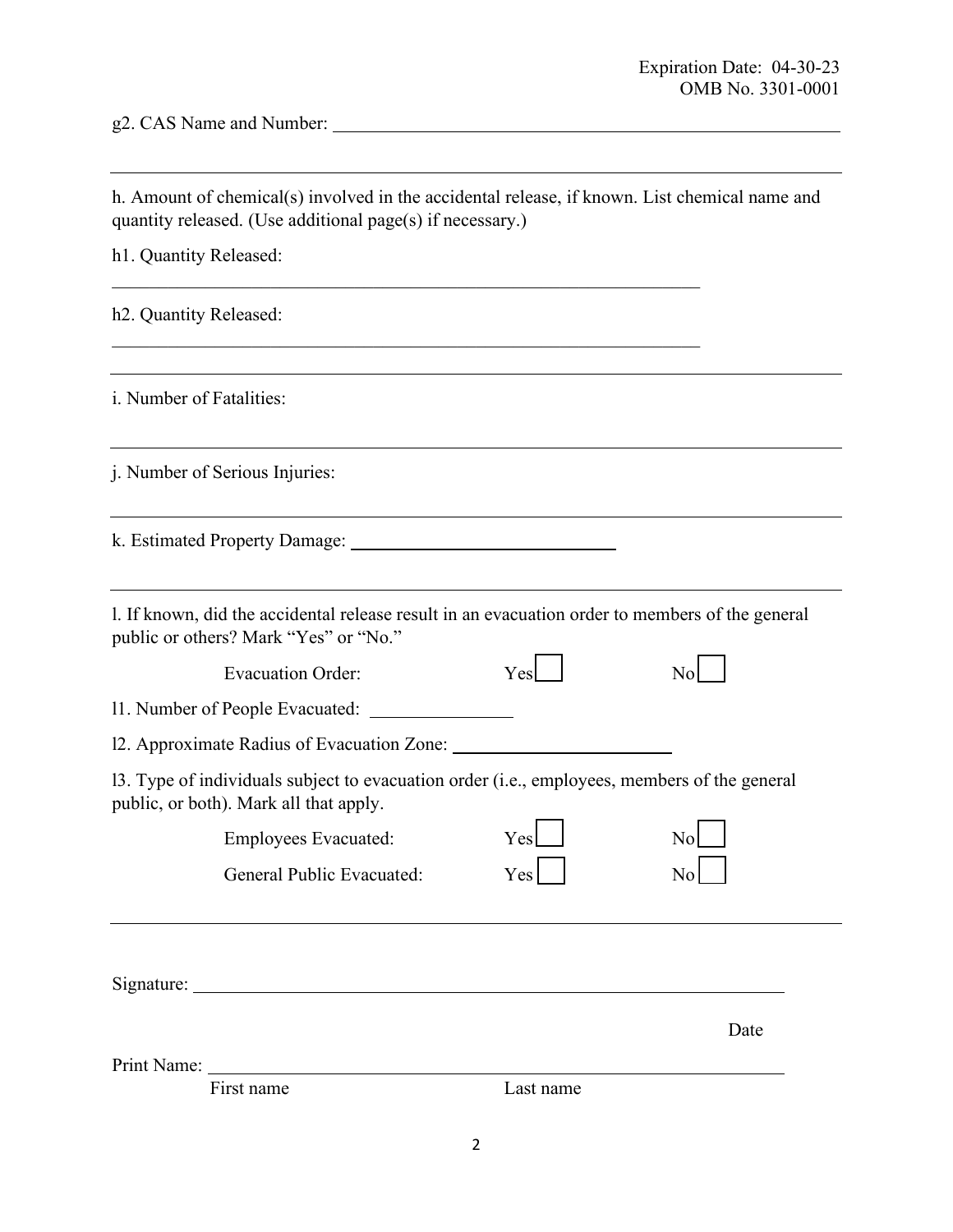Expiration Date: 04-30-23
OMB No. 3301-0001

g2. CAS Name and Number: \_\_\_\_\_\_\_\_\_\_\_\_\_\_\_\_\_\_\_\_\_\_\_\_\_\_\_\_\_\_\_\_\_\_\_\_\_\_\_\_

---

h. Amount of chemical(s) involved in the accidental release, if known. List chemical name and quantity released. (Use additional page(s) if necessary.)

h1. Quantity Released:

\_\_\_\_\_\_\_\_\_\_\_\_\_\_\_\_\_\_\_\_\_\_\_\_\_\_\_\_\_\_\_\_\_\_\_\_\_\_\_\_\_\_\_\_\_\_\_\_

h2. Quantity Released:

\_\_\_\_\_\_\_\_\_\_\_\_\_\_\_\_\_\_\_\_\_\_\_\_\_\_\_\_\_\_\_\_\_\_\_\_\_\_\_\_\_\_\_\_\_\_\_\_

---

i. Number of Fatalities:

---

j. Number of Serious Injuries:

---

k. Estimated Property Damage: \_\_\_\_\_\_\_\_\_\_\_\_\_\_\_\_\_\_\_\_\_\_\_\_

---

l. If known, did the accidental release result in an evacuation order to members of the general public or others? Mark "Yes" or "No."

Evacuation Order: Yes ☐ No ☐

l1. Number of People Evacuated: \_\_\_\_\_\_\_\_\_\_\_\_

l2. Approximate Radius of Evacuation Zone: \_\_\_\_\_\_\_\_\_\_\_\_\_\_\_\_\_\_

l3. Type of individuals subject to evacuation order (i.e., employees, members of the general public, or both). Mark all that apply.

Employees Evacuated: Yes ☐ No ☐

General Public Evacuated: Yes ☐ No ☐

---

Signature: \_\_\_\_\_\_\_\_\_\_\_\_\_\_\_\_\_\_\_\_\_\_\_\_\_\_\_\_\_\_\_\_\_\_\_\_\_\_\_\_\_\_\_\_\_\_\_\_

Date

Print Name: \_\_\_\_\_\_\_\_\_\_\_\_\_\_\_\_\_\_\_\_\_\_\_\_\_\_\_\_\_\_\_\_\_\_\_\_\_\_\_\_\_\_\_\_\_\_\_\_

First name Last name